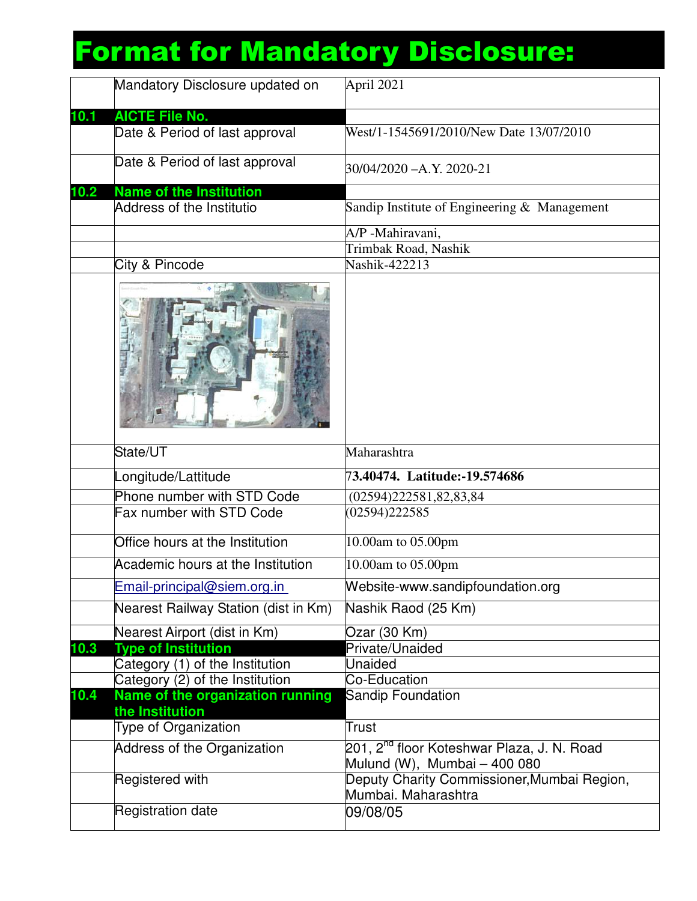# Format for Mandatory Disclosure:

| | | |
|---|---|---|
| | Mandatory Disclosure updated on | April 2021 |
| **10.1** | **AICTE File No.** | |
| | Date & Period of last approval | West/1-1545691/2010/New Date 13/07/2010 |
| | Date & Period of last approval | 30/04/2020 –A.Y. 2020-21 |
| **10.2** | **Name of the Institution** | |
| | Address of the Institutio | Sandip Institute of Engineering & Management |
| | | A/P -Mahiravani, |
| | | Trimbak Road, Nashik |
| | City & Pincode | Nashik-422213 |
| | | |
| | State/UT | Maharashtra |
| | Longitude/Lattitude | 7**3.40474. Latitude:-19.574686** |
| | Phone number with STD Code | (02594)222581,82,83,84 |
| | Fax number with STD Code | (02594)222585 |
| | Office hours at the Institution | 10.00am to 05.00pm |
| | Academic hours at the Institution | 10.00am to 05.00pm |
| | Email-principal@siem.org.in | Website-www.sandipfoundation.org |
| | Nearest Railway Station (dist in Km) | Nashik Raod (25 Km) |
| | Nearest Airport (dist in Km) | Ozar (30 Km) |
| **10.3** | **Type of Institution** | Private/Unaided |
| | Category (1) of the Institution | Unaided |
| | Category (2) of the Institution | Co-Education |
| **10.4** | **Name of the organization running the Institution** | Sandip Foundation |
| | Type of Organization | Trust |
| | Address of the Organization | 201, 2nd floor Koteshwar Plaza, J. N. Road Mulund (W), Mumbai – 400 080 |
| | Registered with | Deputy Charity Commissioner,Mumbai Region, Mumbai. Maharashtra |
| | Registration date | 09/08/05 |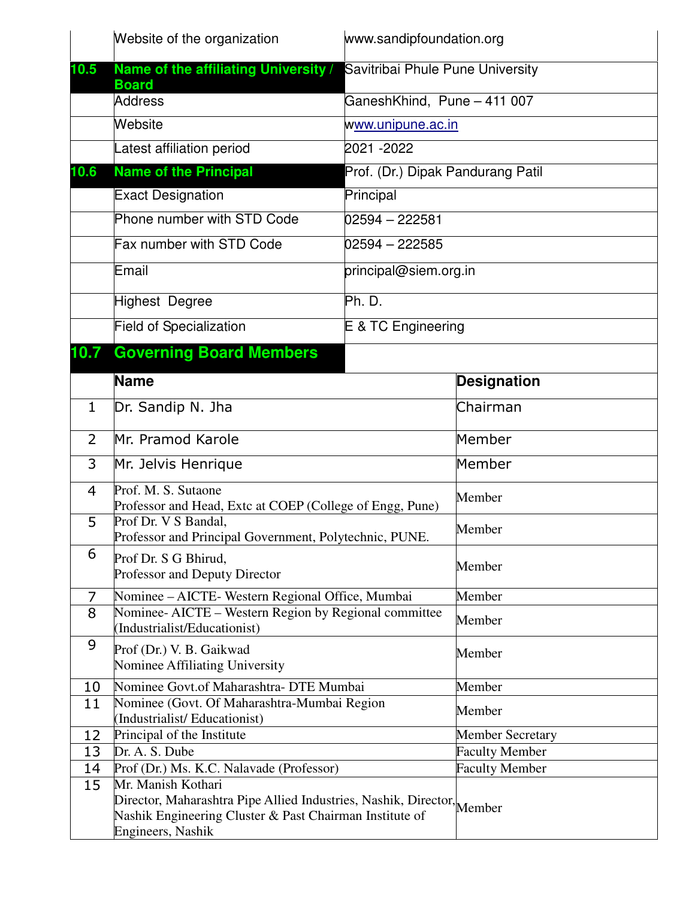| | | |
|---|---|---|
| | Website of the organization | www.sandipfoundation.org |
| **10.5** | **Name of the affiliating University / Board** | Savitribai Phule Pune University |
| | Address | GaneshKhind, Pune – 411 007 |
| | Website | www.unipune.ac.in |
| | Latest affiliation period | 2021 -2022 |
| **10.6** | **Name of the Principal** | Prof. (Dr.) Dipak Pandurang Patil |
| | Exact Designation | Principal |
| | Phone number with STD Code | 02594 – 222581 |
| | Fax number with STD Code | 02594 – 222585 |
| | Email | principal@siem.org.in |
| | Highest Degree | Ph. D. |
| | Field of Specialization | E & TC Engineering |

## 10.7 Governing Board Members

| | Name | Designation |
|---|---|---|
| 1 | Dr. Sandip N. Jha | Chairman |
| 2 | Mr. Pramod Karole | Member |
| 3 | Mr. Jelvis Henrique | Member |
| 4 | Prof. M. S. Sutaone<br>Professor and Head, Extc at COEP (College of Engg, Pune) | Member |
| 5 | Prof Dr. V S Bandal,<br>Professor and Principal Government, Polytechnic, PUNE. | Member |
| 6 | Prof Dr. S G Bhirud,<br>Professor and Deputy Director | Member |
| 7 | Nominee – AICTE- Western Regional Office, Mumbai | Member |
| 8 | Nominee- AICTE – Western Region by Regional committee (Industrialist/Educationist) | Member |
| 9 | Prof (Dr.) V. B. Gaikwad<br>Nominee Affiliating University | Member |
| 10 | Nominee Govt.of Maharashtra- DTE Mumbai | Member |
| 11 | Nominee (Govt. Of Maharashtra-Mumbai Region (Industrialist/ Educationist) | Member |
| 12 | Principal of the Institute | Member Secretary |
| 13 | Dr. A. S. Dube | Faculty Member |
| 14 | Prof (Dr.) Ms. K.C. Nalavade (Professor) | Faculty Member |
| 15 | Mr. Manish Kothari<br>Director, Maharashtra Pipe Allied Industries, Nashik, Director, Nashik Engineering Cluster & Past Chairman Institute of Engineers, Nashik | Member |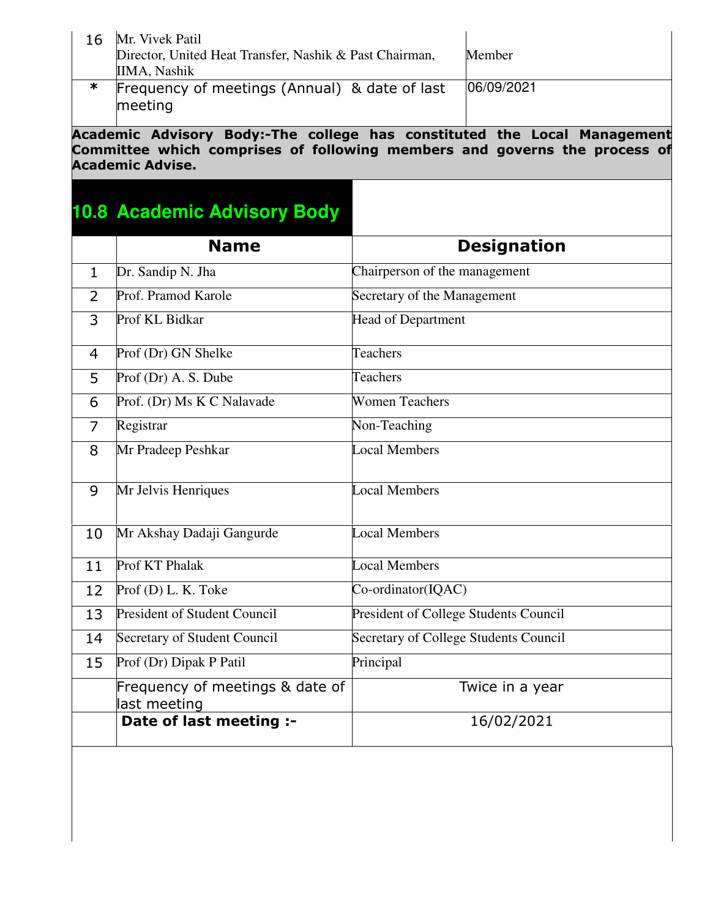| | | |
|---|---|---|
| 16 | Mr. Vivek Patil<br>Director, United Heat Transfer, Nashik & Past Chairman, IIMA, Nashik | Member |
| * | Frequency of meetings (Annual) & date of last meeting | 06/09/2021 |

**Academic Advisory Body:-The college has constituted the Local Management Committee which comprises of following members and governs the process of Academic Advise.**

## 10.8 Academic Advisory Body

| | Name | Designation |
|---|---|---|
| 1 | Dr. Sandip N. Jha | Chairperson of the management |
| 2 | Prof. Pramod Karole | Secretary of the Management |
| 3 | Prof KL Bidkar | Head of Department |
| 4 | Prof (Dr) GN Shelke | Teachers |
| 5 | Prof (Dr) A. S. Dube | Teachers |
| 6 | Prof. (Dr) Ms K C Nalavade | Women Teachers |
| 7 | Registrar | Non-Teaching |
| 8 | Mr Pradeep Peshkar | Local Members |
| 9 | Mr Jelvis Henriques | Local Members |
| 10 | Mr Akshay Dadaji Gangurde | Local Members |
| 11 | Prof KT Phalak | Local Members |
| 12 | Prof (D) L. K. Toke | Co-ordinator(IQAC) |
| 13 | President of Student Council | President of College Students Council |
| 14 | Secretary of Student Council | Secretary of College Students Council |
| 15 | Prof (Dr) Dipak P Patil | Principal |
| | Frequency of meetings & date of last meeting | Twice in a year |
| | **Date of last meeting :-** | 16/02/2021 |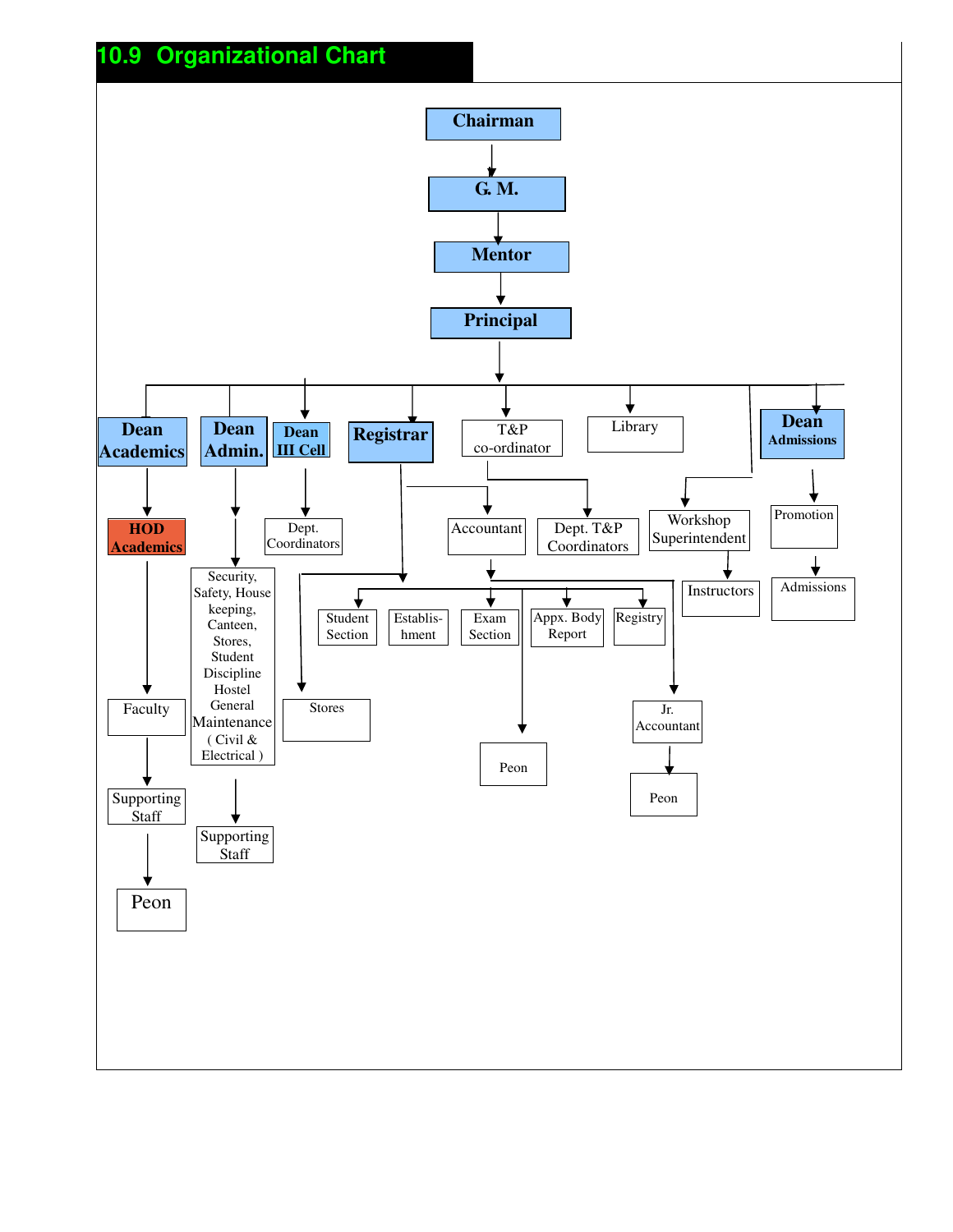## 10.9 Organizational Chart

- **Chairman**
  - **G. M.**
    - **Mentor**
      - **Principal**
        - **Dean Academics**
          - **HOD Academics**
            - Faculty
              - Supporting Staff
                - Peon
        - **Dean Admin.**
          - Security, Safety, House keeping, Canteen, Stores, Student Discipline Hostel General Maintenance ( Civil & Electrical )
            - Supporting Staff
        - **Dean III Cell**
          - Dept. Coordinators
        - **Registrar**
          - Accountant
            - Student Section
            - Establis-hment
            - Exam Section
            - Appx. Body Report
            - Registry
            - Peon
            - Jr. Accountant
              - Peon
          - Stores
        - T&P co-ordinator
          - Dept. T&P Coordinators
        - Library
        - Workshop Superintendent
          - Instructors
        - **Dean Admissions**
          - Promotion
            - Admissions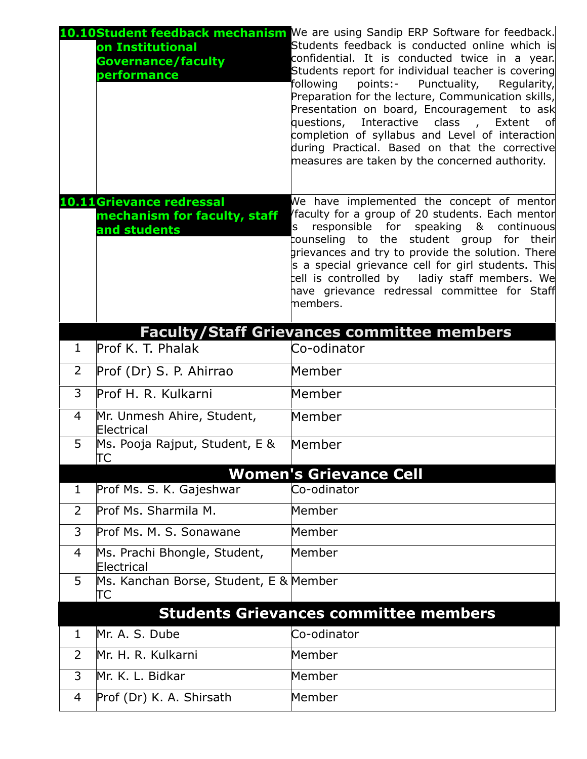| 10.10 | Student feedback mechanism on Institutional Governance/faculty performance | We are using Sandip ERP Software for feedback. Students feedback is conducted online which is confidential. It is conducted twice in a year. Students report for individual teacher is covering following points:- Punctuality, Regularity, Preparation for the lecture, Communication skills, Presentation on board, Encouragement to ask questions, Interactive class , Extent of completion of syllabus and Level of interaction during Practical. Based on that the corrective measures are taken by the concerned authority. |
|---|---|---|
| 10.11 | Grievance redressal mechanism for faculty, staff and students | We have implemented the concept of mentor /faculty for a group of 20 students. Each mentor is responsible for speaking & continuous counseling to the student group for their grievances and try to provide the solution. There is a special grievance cell for girl students. This cell is controlled by ladiy staff members. We have grievance redressal committee for Staff members. |

**Faculty/Staff Grievances committee members**

| | | |
|---|---|---|
| 1 | Prof K. T. Phalak | Co-odinator |
| 2 | Prof (Dr) S. P. Ahirrao | Member |
| 3 | Prof H. R. Kulkarni | Member |
| 4 | Mr. Unmesh Ahire, Student, Electrical | Member |
| 5 | Ms. Pooja Rajput, Student, E & TC | Member |

**Women's Grievance Cell**

| | | |
|---|---|---|
| 1 | Prof Ms. S. K. Gajeshwar | Co-odinator |
| 2 | Prof Ms. Sharmila M. | Member |
| 3 | Prof Ms. M. S. Sonawane | Member |
| 4 | Ms. Prachi Bhongle, Student, Electrical | Member |
| 5 | Ms. Kanchan Borse, Student, E & TC | Member |

**Students Grievances committee members**

| | | |
|---|---|---|
| 1 | Mr. A. S. Dube | Co-odinator |
| 2 | Mr. H. R. Kulkarni | Member |
| 3 | Mr. K. L. Bidkar | Member |
| 4 | Prof (Dr) K. A. Shirsath | Member |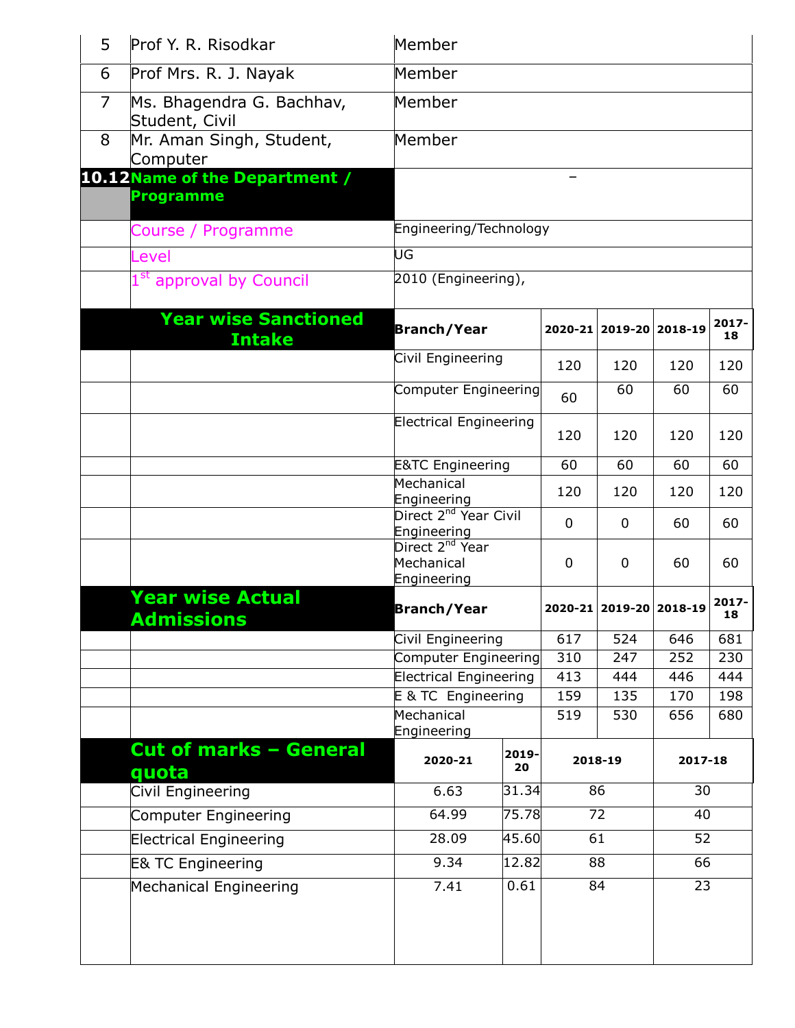| | | |
|---|---|---|
| 5 | Prof Y. R. Risodkar | Member |
| 6 | Prof Mrs. R. J. Nayak | Member |
| 7 | Ms. Bhagendra G. Bachhav, Student, Civil | Member |
| 8 | Mr. Aman Singh, Student, Computer | Member |

| | | |
|---|---|---|
| **10.12** | **Name of the Department / Programme** | – |
| | Course / Programme | Engineering/Technology |
| | Level | UG |
| | 1st approval by Council | 2010 (Engineering), |

| **Year wise Sanctioned Intake** | **Branch/Year** | **2020-21** | **2019-20** | **2018-19** | **2017-18** |
|---|---|---|---|---|---|
| | Civil Engineering | 120 | 120 | 120 | 120 |
| | Computer Engineering | 60 | 60 | 60 | 60 |
| | Electrical Engineering | 120 | 120 | 120 | 120 |
| | E&TC Engineering | 60 | 60 | 60 | 60 |
| | Mechanical Engineering | 120 | 120 | 120 | 120 |
| | Direct 2nd Year Civil Engineering | 0 | 0 | 60 | 60 |
| | Direct 2nd Year Mechanical Engineering | 0 | 0 | 60 | 60 |

| **Year wise Actual Admissions** | **Branch/Year** | **2020-21** | **2019-20** | **2018-19** | **2017-18** |
|---|---|---|---|---|---|
| | Civil Engineering | 617 | 524 | 646 | 681 |
| | Computer Engineering | 310 | 247 | 252 | 230 |
| | Electrical Engineering | 413 | 444 | 446 | 444 |
| | E & TC Engineering | 159 | 135 | 170 | 198 |
| | Mechanical Engineering | 519 | 530 | 656 | 680 |

| **Cut of marks – General quota** | **2020-21** | **2019-20** | **2018-19** | **2017-18** |
|---|---|---|---|---|
| Civil Engineering | 6.63 | 31.34 | 86 | 30 |
| Computer Engineering | 64.99 | 75.78 | 72 | 40 |
| Electrical Engineering | 28.09 | 45.60 | 61 | 52 |
| E& TC Engineering | 9.34 | 12.82 | 88 | 66 |
| Mechanical Engineering | 7.41 | 0.61 | 84 | 23 |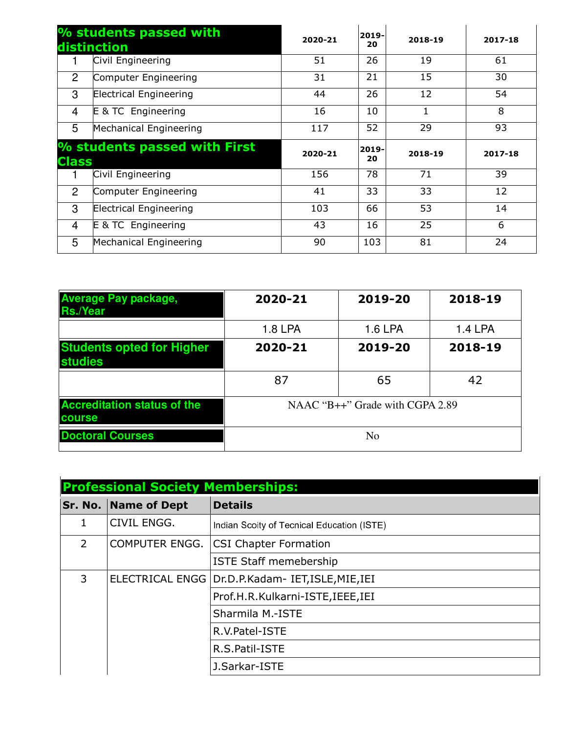| % students passed with distinction | | 2020-21 | 2019-20 | 2018-19 | 2017-18 |
|---|---|---|---|---|---|
| 1 | Civil Engineering | 51 | 26 | 19 | 61 |
| 2 | Computer Engineering | 31 | 21 | 15 | 30 |
| 3 | Electrical Engineering | 44 | 26 | 12 | 54 |
| 4 | E & TC Engineering | 16 | 10 | 1 | 8 |
| 5 | Mechanical Engineering | 117 | 52 | 29 | 93 |
| **% students passed with First Class** | | **2020-21** | **2019-20** | **2018-19** | **2017-18** |
| 1 | Civil Engineering | 156 | 78 | 71 | 39 |
| 2 | Computer Engineering | 41 | 33 | 33 | 12 |
| 3 | Electrical Engineering | 103 | 66 | 53 | 14 |
| 4 | E & TC Engineering | 43 | 16 | 25 | 6 |
| 5 | Mechanical Engineering | 90 | 103 | 81 | 24 |

| Average Pay package, Rs./Year | 2020-21 | 2019-20 | 2018-19 |
|---|---|---|---|
| | 1.8 LPA | 1.6 LPA | 1.4 LPA |
| **Students opted for Higher studies** | **2020-21** | **2019-20** | **2018-19** |
| | 87 | 65 | 42 |
| **Accreditation status of the course** | NAAC “B++” Grade with CGPA 2.89 | | |
| **Doctoral Courses** | No | | |

**Professional Society Memberships:**

| Sr. No. | Name of Dept | Details |
|---|---|---|
| 1 | CIVIL ENGG. | Indian Scoity of Tecnical Education (ISTE) |
| 2 | COMPUTER ENGG. | CSI Chapter Formation |
| | | ISTE Staff memebership |
| 3 | ELECTRICAL ENGG | Dr.D.P.Kadam- IET,ISLE,MIE,IEI |
| | | Prof.H.R.Kulkarni-ISTE,IEEE,IEI |
| | | Sharmila M.-ISTE |
| | | R.V.Patel-ISTE |
| | | R.S.Patil-ISTE |
| | | J.Sarkar-ISTE |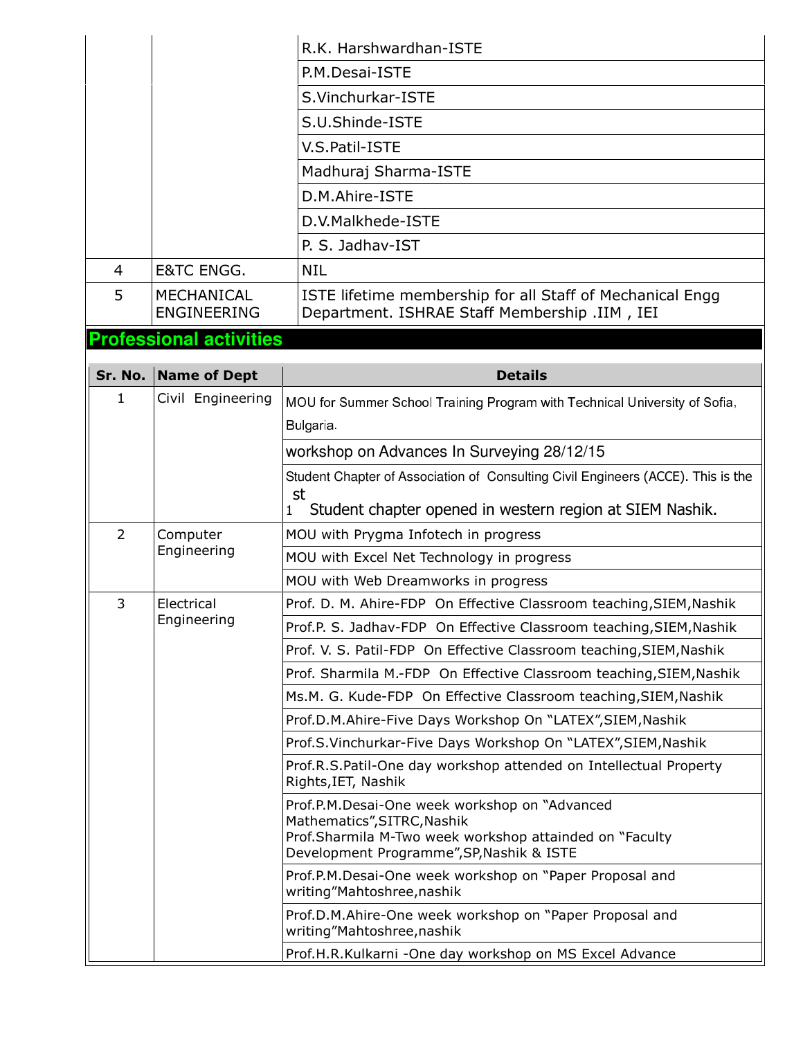| | | R.K. Harshwardhan-ISTE |
|---|---|---|
| | | P.M.Desai-ISTE |
| | | S.Vinchurkar-ISTE |
| | | S.U.Shinde-ISTE |
| | | V.S.Patil-ISTE |
| | | Madhuraj Sharma-ISTE |
| | | D.M.Ahire-ISTE |
| | | D.V.Malkhede-ISTE |
| | | P. S. Jadhav-IST |
| 4 | E&TC ENGG. | NIL |
| 5 | MECHANICAL ENGINEERING | ISTE lifetime membership for all Staff of Mechanical Engg Department. ISHRAE Staff Membership .IIM , IEI |

## Professional activities

| Sr. No. | Name of Dept | Details |
|---|---|---|
| 1 | Civil Engineering | MOU for Summer School Training Program with Technical University of Sofia, Bulgaria. |
| | | workshop on Advances In Surveying 28/12/15 |
| | | Student Chapter of Association of Consulting Civil Engineers (ACCE). This is the 1st Student chapter opened in western region at SIEM Nashik. |
| 2 | Computer Engineering | MOU with Prygma Infotech in progress |
| | | MOU with Excel Net Technology in progress |
| | | MOU with Web Dreamworks in progress |
| 3 | Electrical Engineering | Prof. D. M. Ahire-FDP On Effective Classroom teaching,SIEM,Nashik |
| | | Prof.P. S. Jadhav-FDP On Effective Classroom teaching,SIEM,Nashik |
| | | Prof. V. S. Patil-FDP On Effective Classroom teaching,SIEM,Nashik |
| | | Prof. Sharmila M.-FDP On Effective Classroom teaching,SIEM,Nashik |
| | | Ms.M. G. Kude-FDP On Effective Classroom teaching,SIEM,Nashik |
| | | Prof.D.M.Ahire-Five Days Workshop On "LATEX",SIEM,Nashik |
| | | Prof.S.Vinchurkar-Five Days Workshop On "LATEX",SIEM,Nashik |
| | | Prof.R.S.Patil-One day workshop attended on Intellectual Property Rights,IET, Nashik |
| | | Prof.P.M.Desai-One week workshop on "Advanced Mathematics",SITRC,Nashik<br>Prof.Sharmila M-Two week workshop attainded on "Faculty Development Programme",SP,Nashik & ISTE |
| | | Prof.P.M.Desai-One week workshop on "Paper Proposal and writing"Mahtoshree,nashik |
| | | Prof.D.M.Ahire-One week workshop on "Paper Proposal and writing"Mahtoshree,nashik |
| | | Prof.H.R.Kulkarni -One day workshop on MS Excel Advance |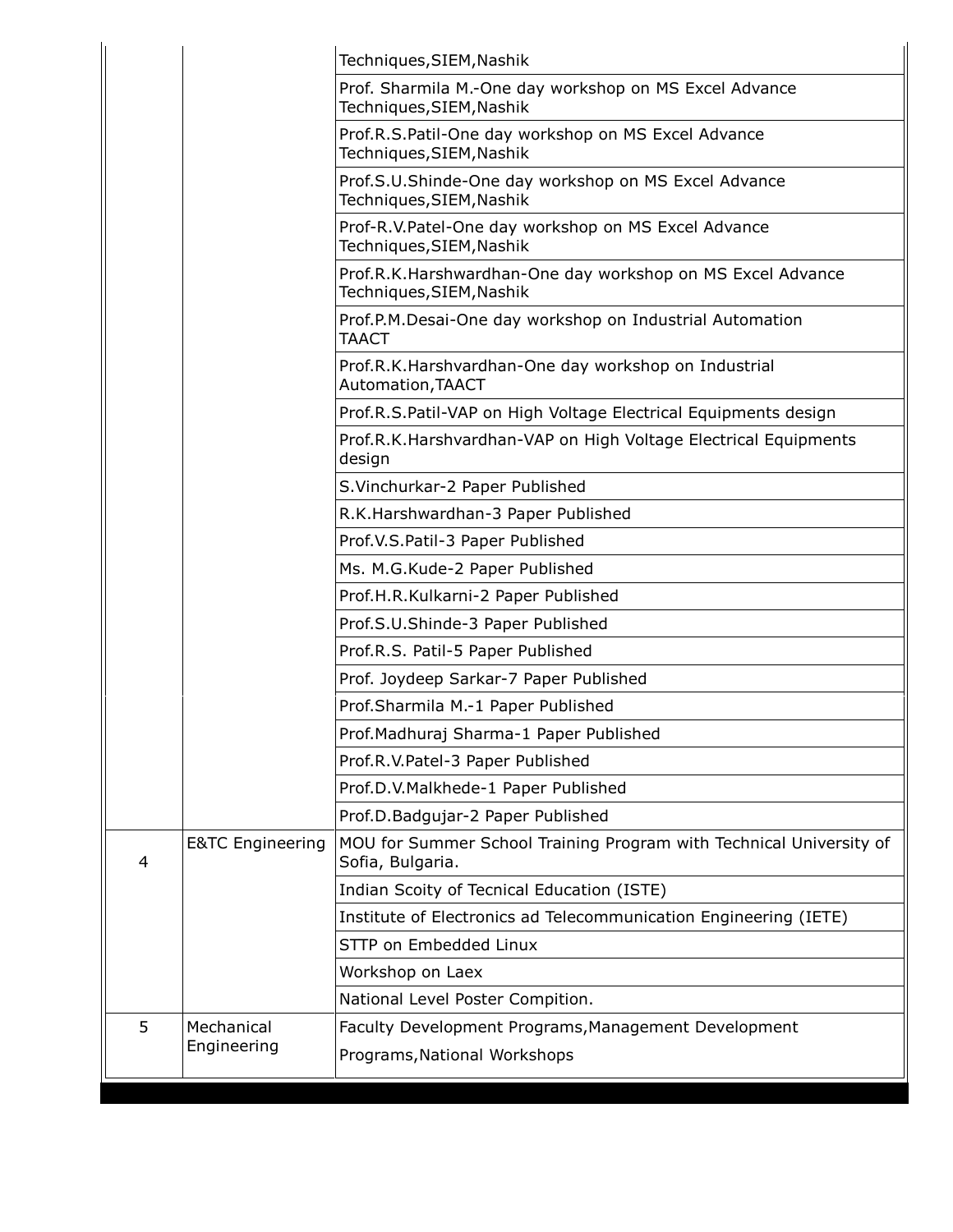| | | |
|---|---|---|
| | | Techniques,SIEM,Nashik |
| | | Prof. Sharmila M.-One day workshop on MS Excel Advance Techniques,SIEM,Nashik |
| | | Prof.R.S.Patil-One day workshop on MS Excel Advance Techniques,SIEM,Nashik |
| | | Prof.S.U.Shinde-One day workshop on MS Excel Advance Techniques,SIEM,Nashik |
| | | Prof-R.V.Patel-One day workshop on MS Excel Advance Techniques,SIEM,Nashik |
| | | Prof.R.K.Harshwardhan-One day workshop on MS Excel Advance Techniques,SIEM,Nashik |
| | | Prof.P.M.Desai-One day workshop on Industrial Automation TAACT |
| | | Prof.R.K.Harshvardhan-One day workshop on Industrial Automation,TAACT |
| | | Prof.R.S.Patil-VAP on High Voltage Electrical Equipments design |
| | | Prof.R.K.Harshvardhan-VAP on High Voltage Electrical Equipments design |
| | | S.Vinchurkar-2 Paper Published |
| | | R.K.Harshwardhan-3 Paper Published |
| | | Prof.V.S.Patil-3 Paper Published |
| | | Ms. M.G.Kude-2 Paper Published |
| | | Prof.H.R.Kulkarni-2 Paper Published |
| | | Prof.S.U.Shinde-3 Paper Published |
| | | Prof.R.S. Patil-5 Paper Published |
| | | Prof. Joydeep Sarkar-7 Paper Published |
| | | Prof.Sharmila M.-1 Paper Published |
| | | Prof.Madhuraj Sharma-1 Paper Published |
| | | Prof.R.V.Patel-3 Paper Published |
| | | Prof.D.V.Malkhede-1 Paper Published |
| | | Prof.D.Badgujar-2 Paper Published |
| 4 | E&TC Engineering | MOU for Summer School Training Program with Technical University of Sofia, Bulgaria. |
| | | Indian Scoity of Tecnical Education (ISTE) |
| | | Institute of Electronics ad Telecommunication Engineering (IETE) |
| | | STTP on Embedded Linux |
| | | Workshop on Laex |
| | | National Level Poster Compition. |
| 5 | Mechanical Engineering | Faculty Development Programs,Management Development Programs,National Workshops |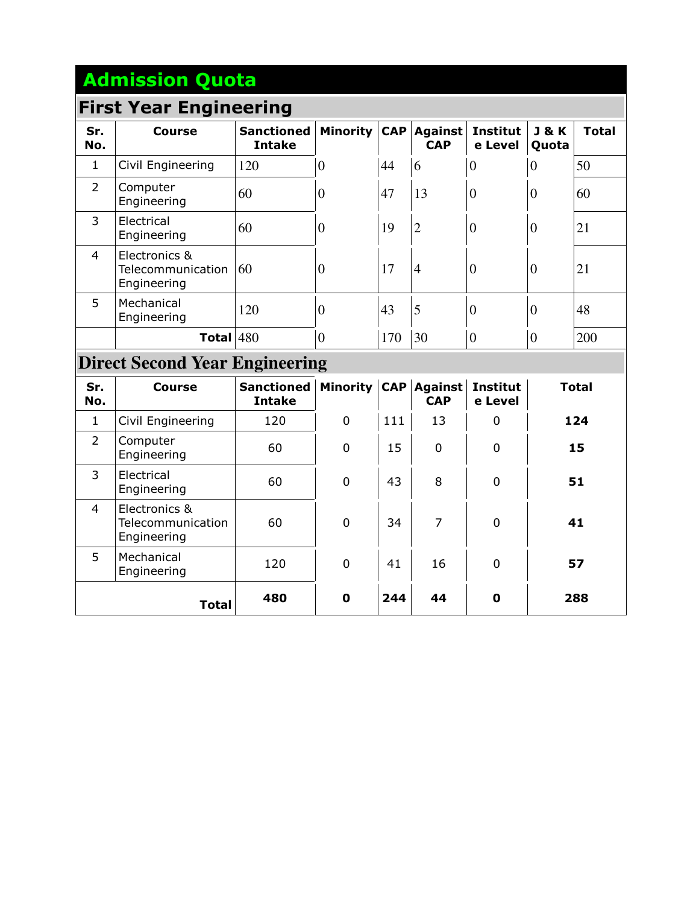# Admission Quota

## First Year Engineering

| Sr. No. | Course | Sanctioned Intake | Minority | CAP | Against CAP | Institute Level | J & K Quota | Total |
|---|---|---|---|---|---|---|---|---|
| 1 | Civil Engineering | 120 | 0 | 44 | 6 | 0 | 0 | 50 |
| 2 | Computer Engineering | 60 | 0 | 47 | 13 | 0 | 0 | 60 |
| 3 | Electrical Engineering | 60 | 0 | 19 | 2 | 0 | 0 | 21 |
| 4 | Electronics & Telecommunication Engineering | 60 | 0 | 17 | 4 | 0 | 0 | 21 |
| 5 | Mechanical Engineering | 120 | 0 | 43 | 5 | 0 | 0 | 48 |
| | **Total** | 480 | 0 | 170 | 30 | 0 | 0 | 200 |

## Direct Second Year Engineering

| Sr. No. | Course | Sanctioned Intake | Minority | CAP | Against CAP | Institute Level | Total |
|---|---|---|---|---|---|---|---|
| 1 | Civil Engineering | 120 | 0 | 111 | 13 | 0 | **124** |
| 2 | Computer Engineering | 60 | 0 | 15 | 0 | 0 | **15** |
| 3 | Electrical Engineering | 60 | 0 | 43 | 8 | 0 | **51** |
| 4 | Electronics & Telecommunication Engineering | 60 | 0 | 34 | 7 | 0 | **41** |
| 5 | Mechanical Engineering | 120 | 0 | 41 | 16 | 0 | **57** |
| | **Total** | **480** | **0** | **244** | **44** | **0** | **288** |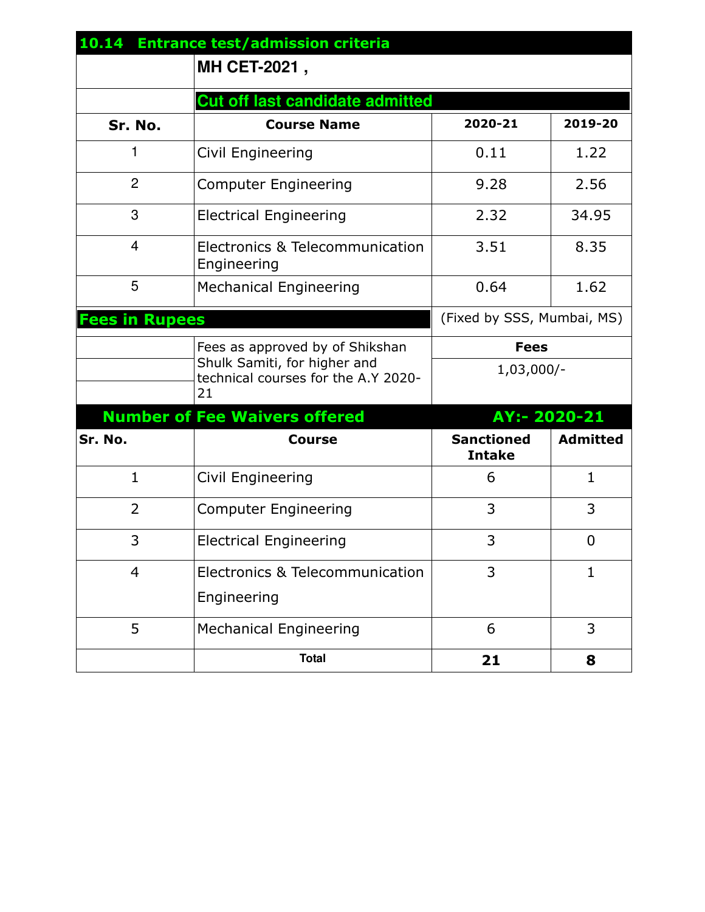## 10.14 Entrance test/admission criteria

**MH CET-2021 ,**

### Cut off last candidate admitted

| Sr. No. | Course Name | 2020-21 | 2019-20 |
|---|---|---|---|
| 1 | Civil Engineering | 0.11 | 1.22 |
| 2 | Computer Engineering | 9.28 | 2.56 |
| 3 | Electrical Engineering | 2.32 | 34.95 |
| 4 | Electronics & Telecommunication Engineering | 3.51 | 8.35 |
| 5 | Mechanical Engineering | 0.64 | 1.62 |

### Fees in Rupees

(Fixed by SSS, Mumbai, MS)

| | Fees |
|---|---|
| Fees as approved by of Shikshan Shulk Samiti, for higher and technical courses for the A.Y 2020-21 | 1,03,000/- |

### Number of Fee Waivers offered — AY:- 2020-21

| Sr. No. | Course | Sanctioned Intake | Admitted |
|---|---|---|---|
| 1 | Civil Engineering | 6 | 1 |
| 2 | Computer Engineering | 3 | 3 |
| 3 | Electrical Engineering | 3 | 0 |
| 4 | Electronics & Telecommunication Engineering | 3 | 1 |
| 5 | Mechanical Engineering | 6 | 3 |
| | **Total** | **21** | **8** |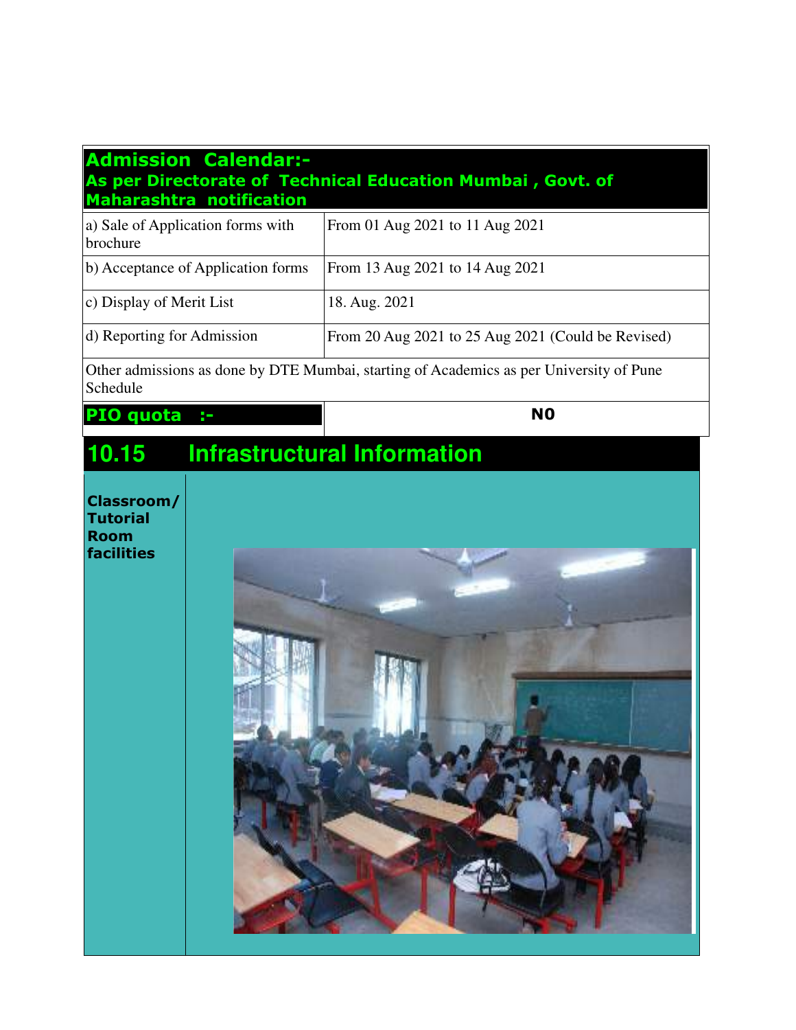| **Admission Calendar:-** **As per Directorate of Technical Education Mumbai , Govt. of Maharashtra notification** | |
|---|---|
| a) Sale of Application forms with brochure | From 01 Aug 2021 to 11 Aug 2021 |
| b) Acceptance of Application forms | From 13 Aug 2021 to 14 Aug 2021 |
| c) Display of Merit List | 18. Aug. 2021 |
| d) Reporting for Admission | From 20 Aug 2021 to 25 Aug 2021 (Could be Revised) |
| Other admissions as done by DTE Mumbai, starting of Academics as per University of Pune Schedule | |
| **PIO quota :-** | **NO** |

## 10.15 Infrastructural Information

**Classroom/ Tutorial Room facilities**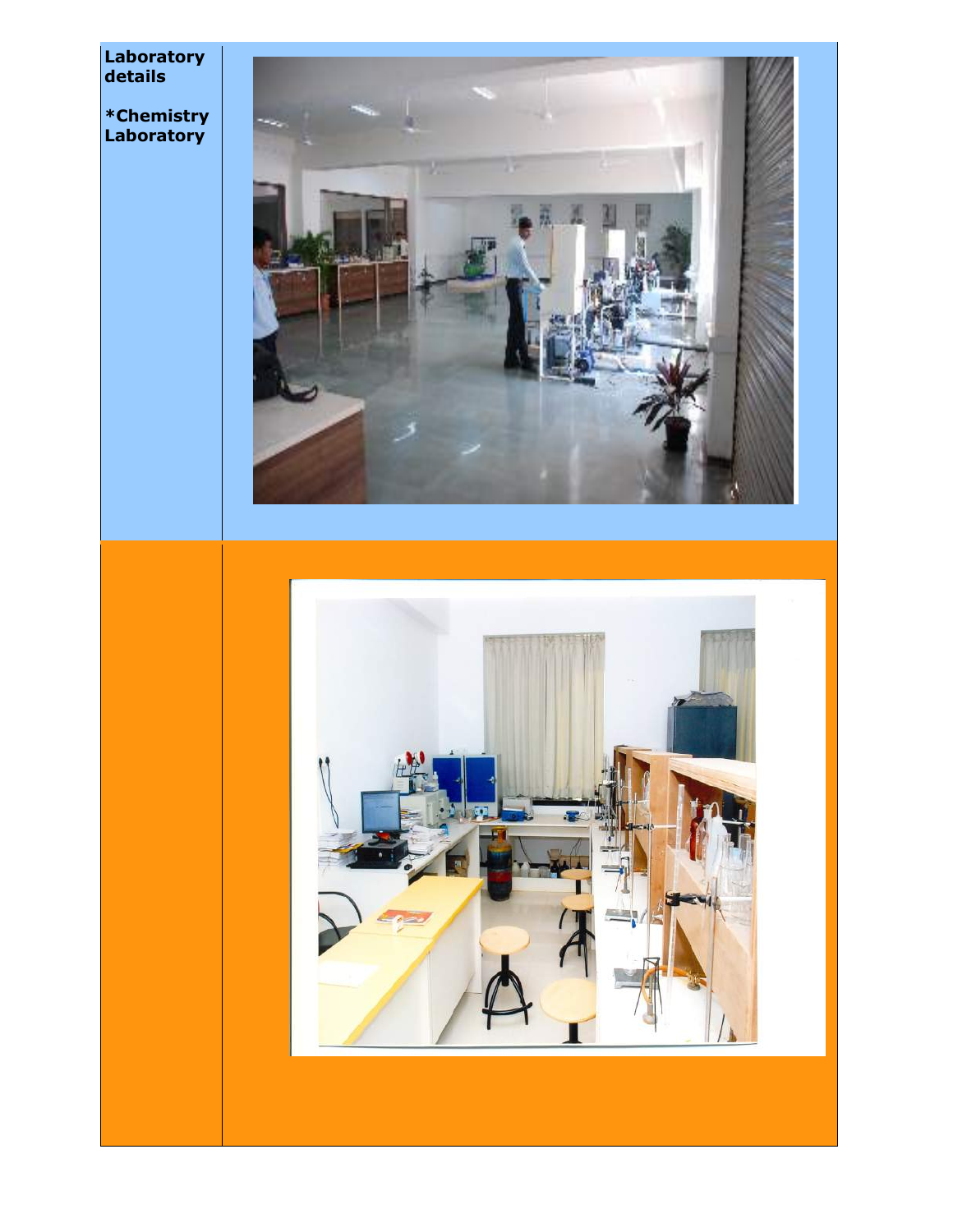| Laboratory details | |
|---|---|
| *Chemistry Laboratory | |
| | |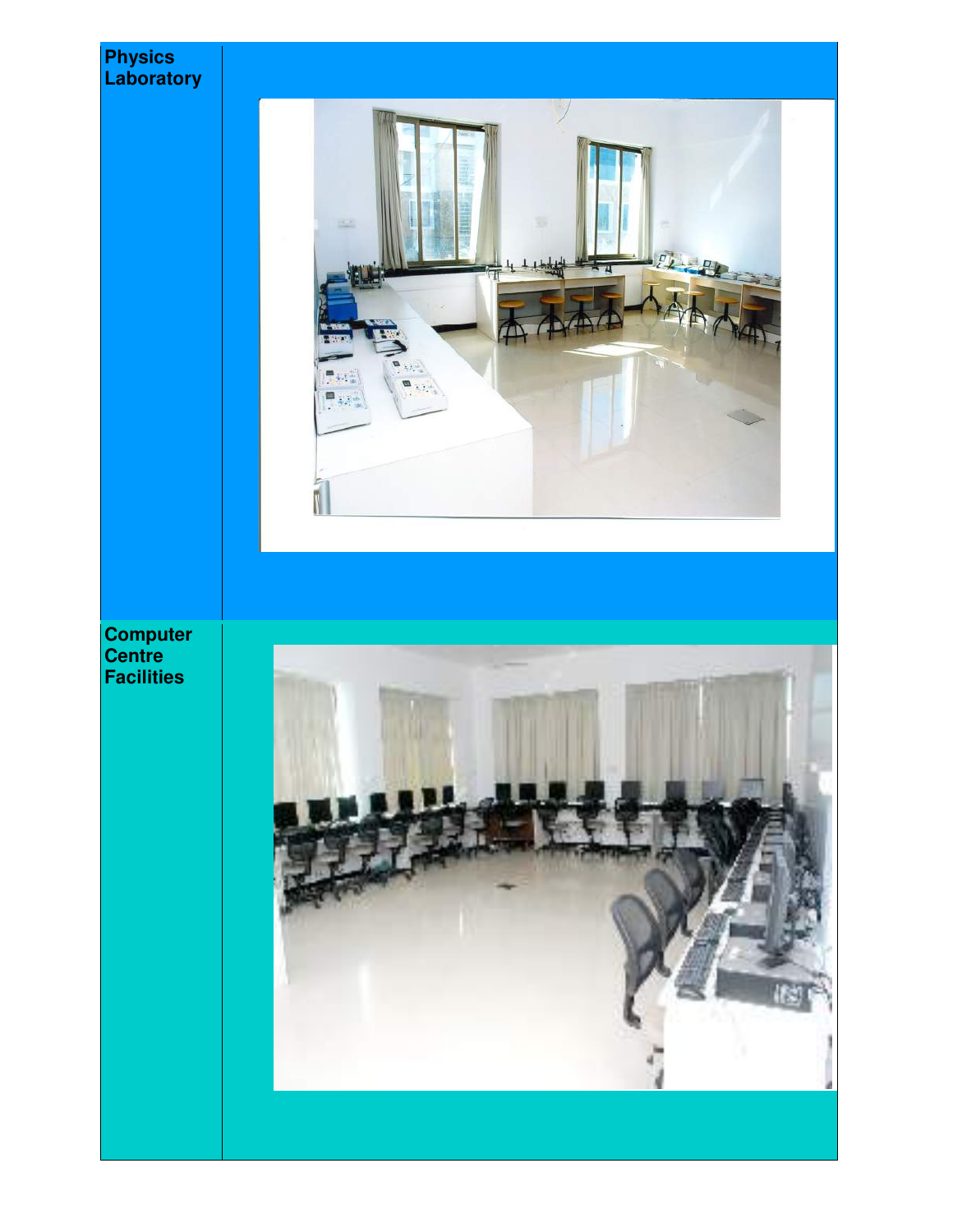| | |
|---|---|
| **Physics Laboratory** | |
| **Computer Centre Facilities** | |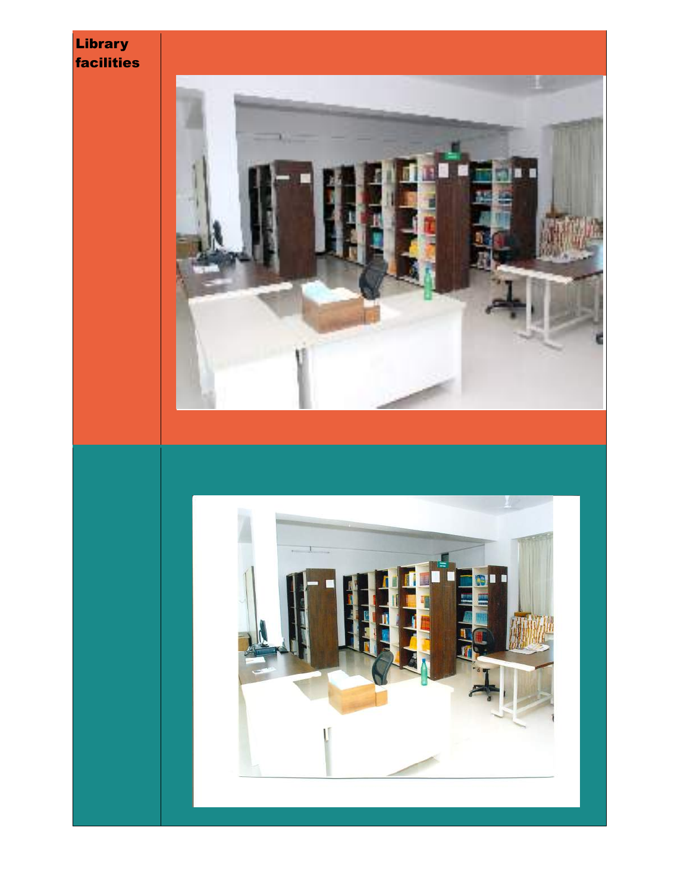| Library facilities | |
|---|---|
| | |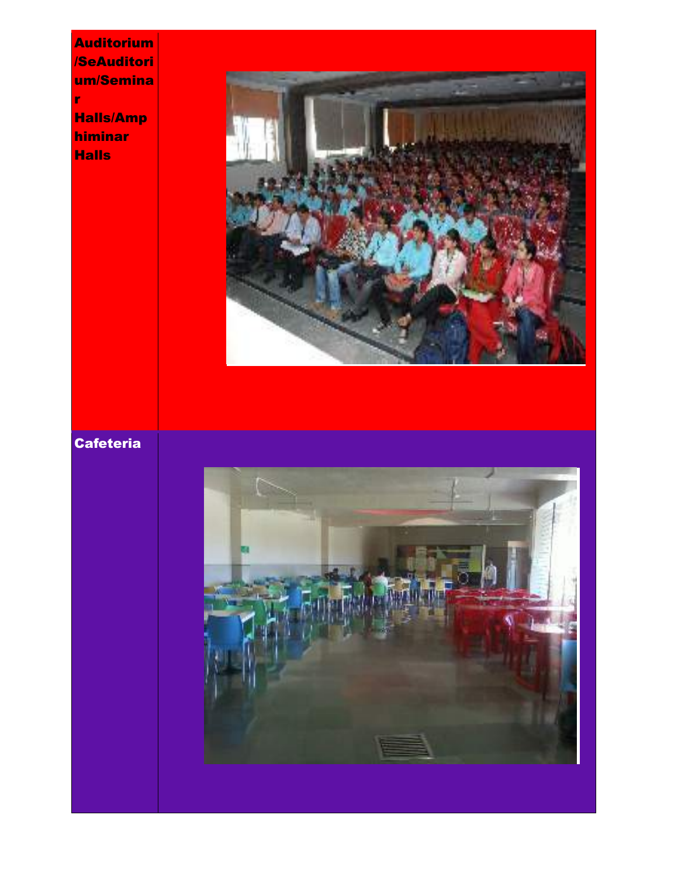| | |
|---|---|
| **Auditorium /SeAuditorium/Seminar Halls/Amphiminar Halls** | |
| **Cafeteria** | |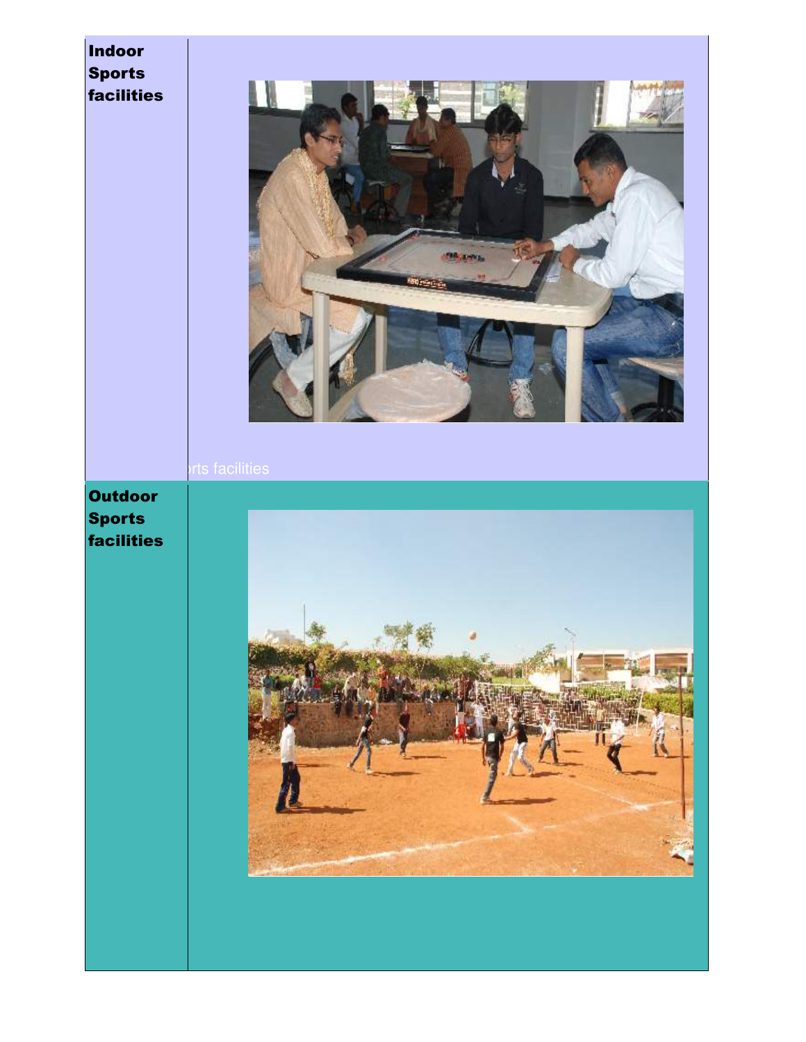| | |
|---|---|
| **Indoor Sports facilities** | rts facilities |
| **Outdoor Sports facilities** | |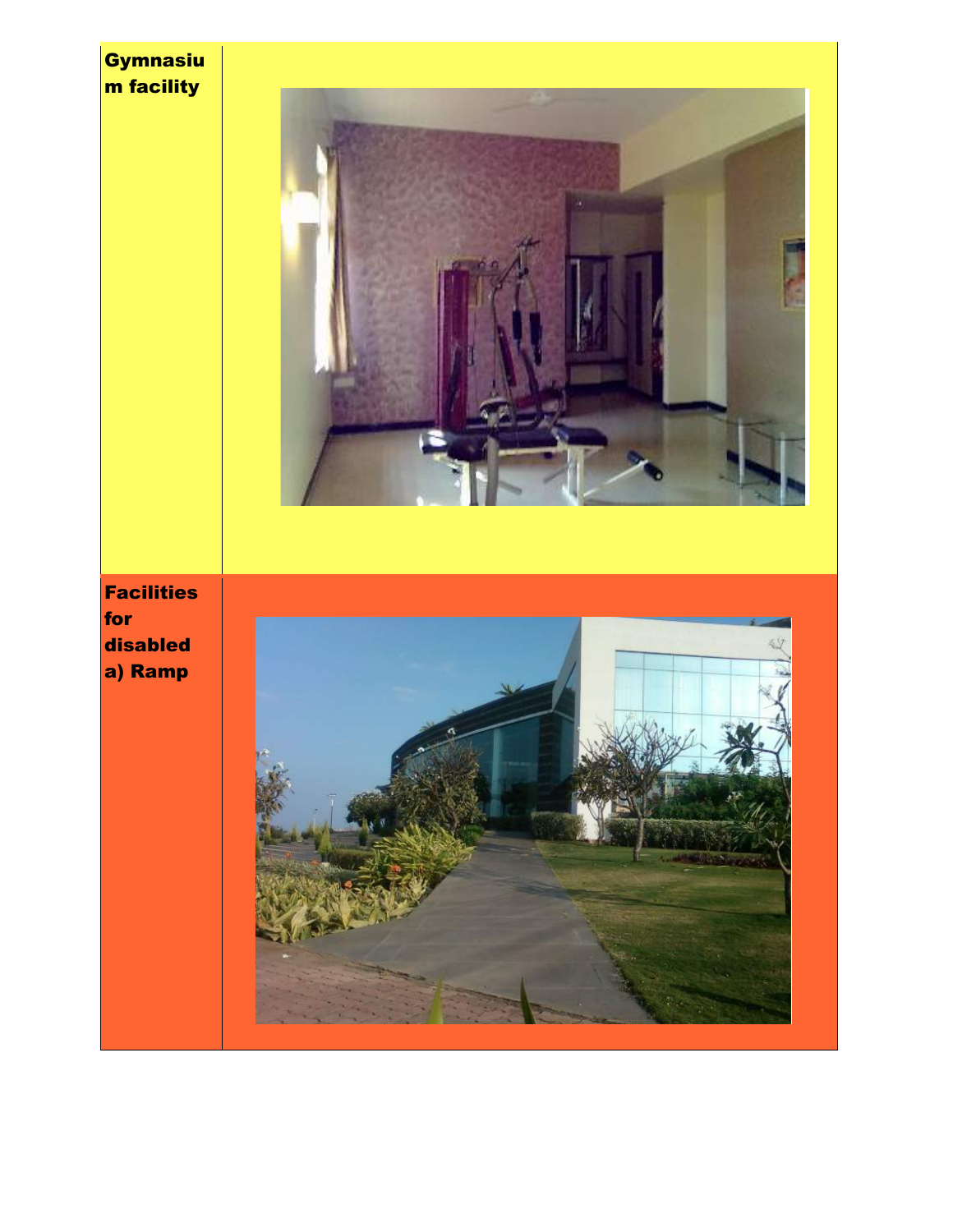| | |
|---|---|
| **Gymnasium facility** | |
| **Facilities for disabled a) Ramp** | |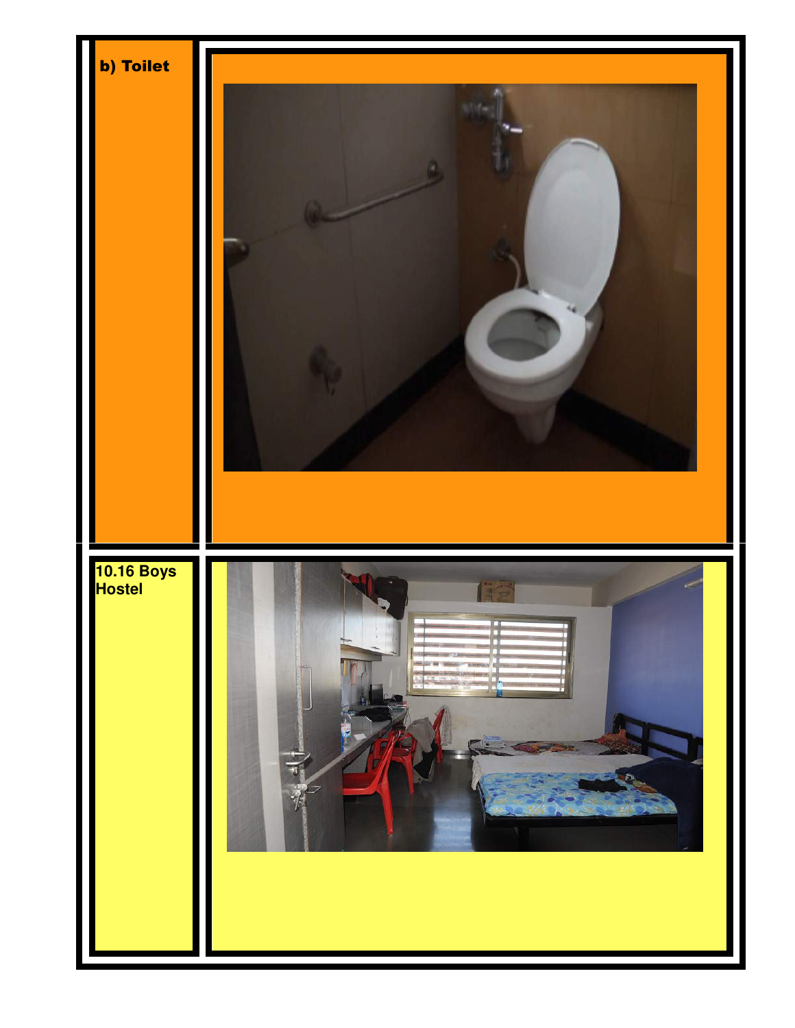**b) Toilet**

**10.16 Boys Hostel**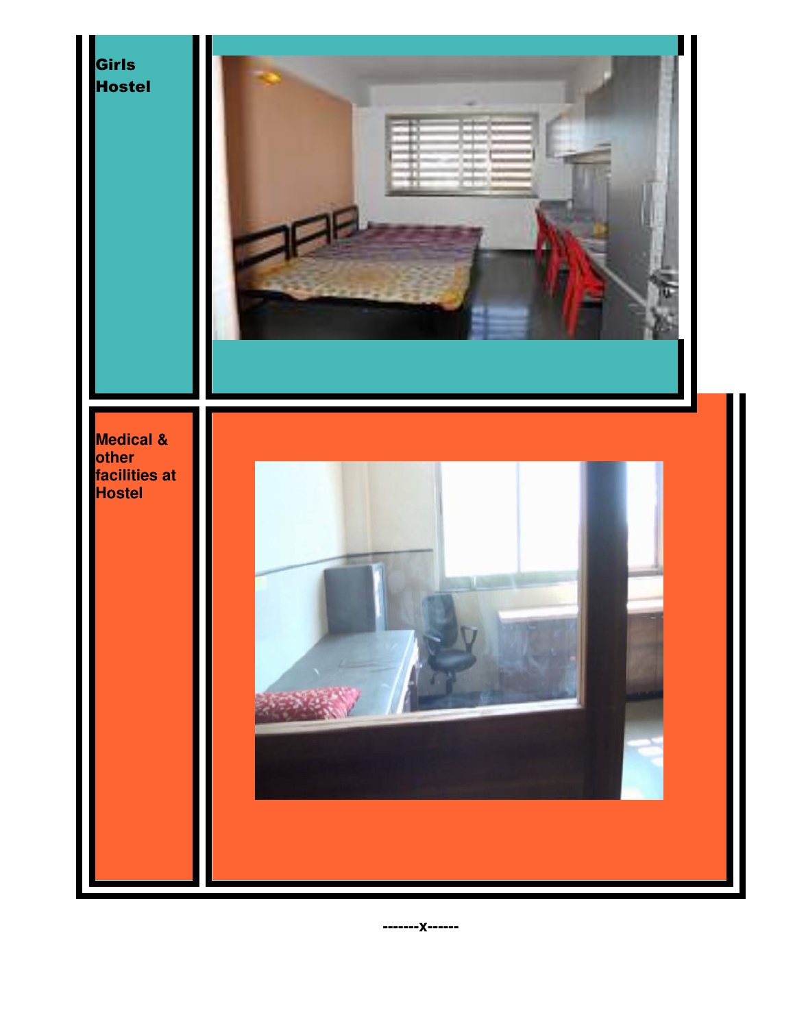| | |
|---|---|
| **Girls Hostel** | |
| **Medical & other facilities at Hostel** | |

-------x------